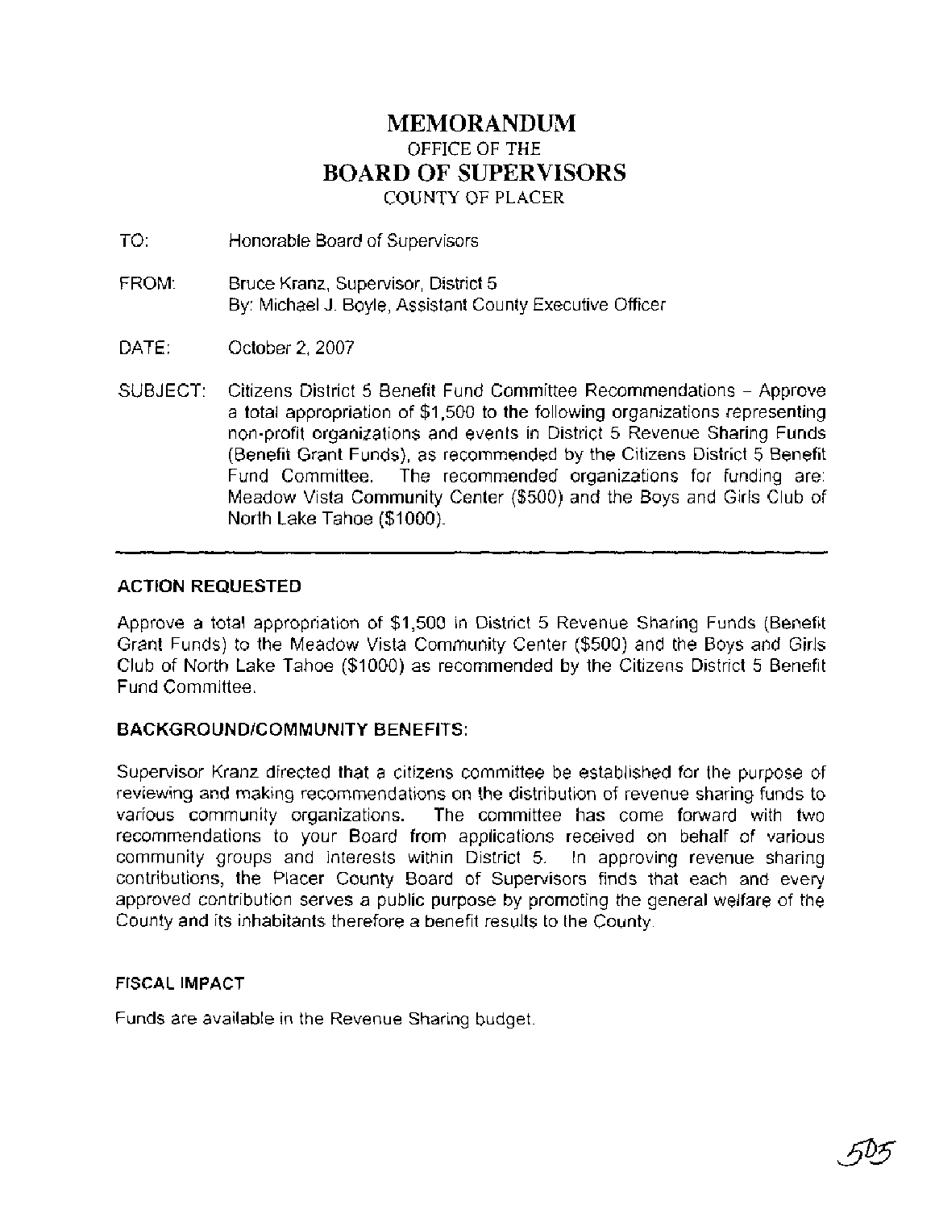# MEMORANDUM

OFFICE OF THE

# BOARD OF SUPERVISORS

COUNTY OF PLACER

TO: Honorable Board of Supervisors

FROM: Bruce Kranz, Supervisor, District 5
By: Michael J. Boyle, Assistant County Executive Officer

DATE: October 2, 2007

SUBJECT: Citizens District 5 Benefit Fund Committee Recommendations – Approve a total appropriation of $1,500 to the following organizations representing non-profit organizations and events in District 5 Revenue Sharing Funds (Benefit Grant Funds), as recommended by the Citizens District 5 Benefit Fund Committee. The recommended organizations for funding are: Meadow Vista Community Center ($500) and the Boys and Girls Club of North Lake Tahoe ($1000).

---

**ACTION REQUESTED**

Approve a total appropriation of $1,500 in District 5 Revenue Sharing Funds (Benefit Grant Funds) to the Meadow Vista Community Center ($500) and the Boys and Girls Club of North Lake Tahoe ($1000) as recommended by the Citizens District 5 Benefit Fund Committee.

**BACKGROUND/COMMUNITY BENEFITS:**

Supervisor Kranz directed that a citizens committee be established for the purpose of reviewing and making recommendations on the distribution of revenue sharing funds to various community organizations. The committee has come forward with two recommendations to your Board from applications received on behalf of various community groups and interests within District 5. In approving revenue sharing contributions, the Placer County Board of Supervisors finds that each and every approved contribution serves a public purpose by promoting the general welfare of the County and its inhabitants therefore a benefit results to the County.

**FISCAL IMPACT**

Funds are available in the Revenue Sharing budget.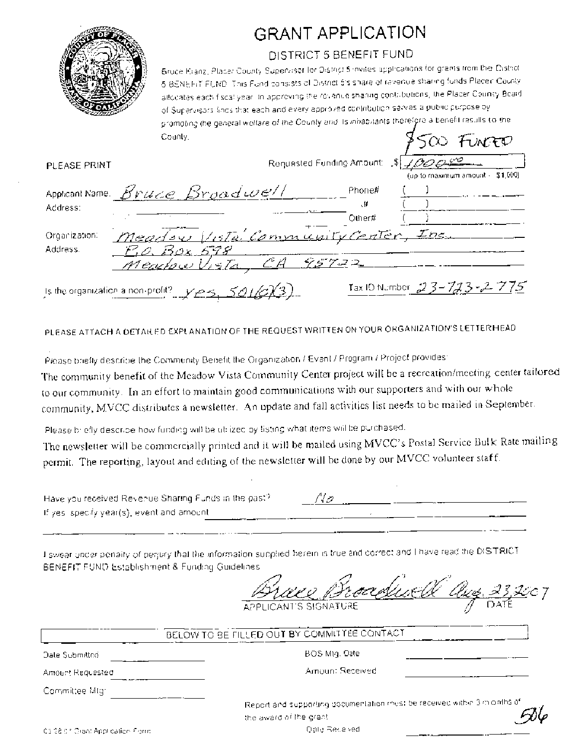# GRANT APPLICATION

## DISTRICT 5 BENEFIT FUND

Bruce Kranz, Placer County Supervisor for District 5 invites applications for grants from the District 5 BENEFIT FUND. This Fund consists of District 5's share of revenue sharing funds Placer County allocates each fiscal year. In approving the revenue sharing contributions, the Placer County Board of Supervisors finds that each and every approved contribution serves a public purpose by promoting the general welfare of the County and its inhabitants therefore a benefit results to the County.

$500 FUNDED

PLEASE PRINT

Requested Funding Amount: $ 1000.00 (up to maximum amount - $1,000)

Applicant Name: Bruce Broadwell

Address:

Phone# ( )

# ( )

Other# ( )

Organization: Meadow Vista Community Center, Inc.

Address: P.O. Box 598
Meadow Vista, CA 95722

Is the organization a non-profit? yes, 501(c)(3)

Tax ID Number 23-723-2775

PLEASE ATTACH A DETAILED EXPLANATION OF THE REQUEST WRITTEN ON YOUR ORGANIZATION'S LETTERHEAD

Please briefly describe the Community Benefit the Organization / Event / Program / Project provides:

The community benefit of the Meadow Vista Community Center project will be a recreation/meeting center tailored to our community. In an effort to maintain good communications with our supporters and with our whole community, MVCC distributes a newsletter. An update and fall activities list needs to be mailed in September.

Please briefly describe how funding will be utilized by listing what items will be purchased.

The newsletter will be commercially printed and it will be mailed using MVCC's Postal Service Bulk Rate mailing permit. The reporting, layout and editing of the newsletter will be done by our MVCC volunteer staff.

Have you received Revenue Sharing Funds in the past? No

If yes, specify year(s), event and amount

I swear under penalty of perjury that the information supplied herein is true and correct and I have read the DISTRICT BENEFIT FUND Establishment & Funding Guidelines.

Bruce Broadwell — Aug. 23, 2007

APPLICANT'S SIGNATURE — DATE

BELOW TO BE FILLED OUT BY COMMITTEE CONTACT

Date Submitted

BOS Mtg. Date

Amount Requested

Amount Received

Committee Mtg:

Report and supporting documentation must be received within 3 months of the award of the grant.

Date Received

03/28/07 Grant Application Form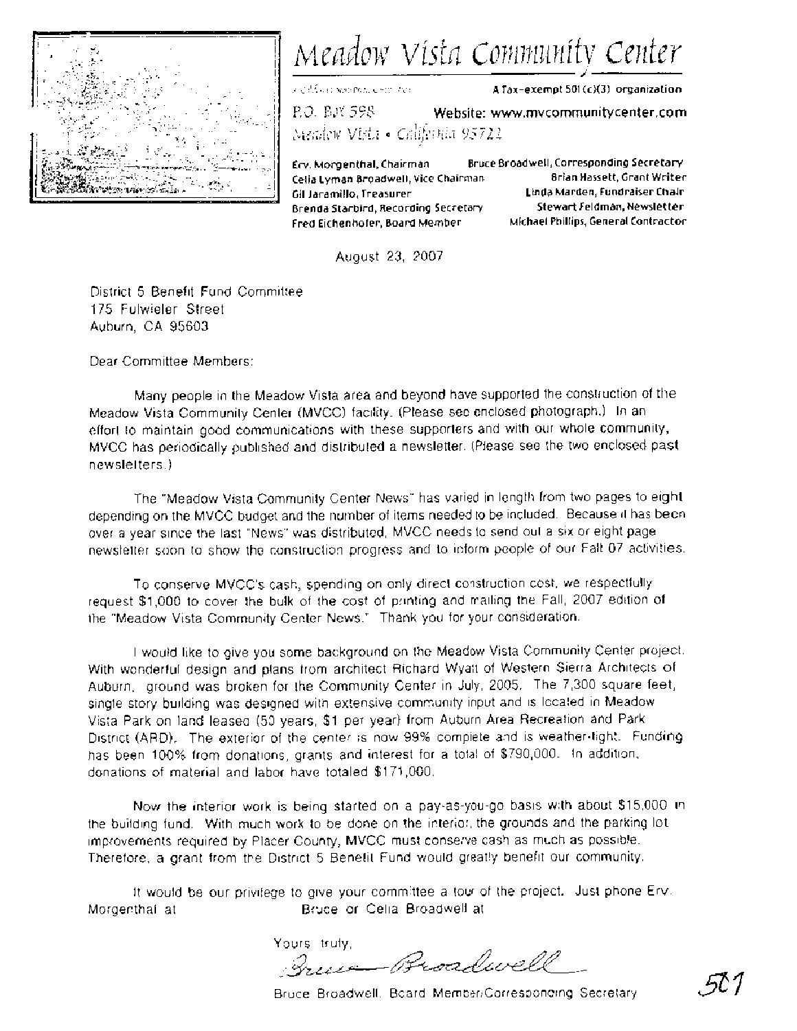# Meadow Vista Community Center

A California Nonprofit Corp. A Tax-exempt 501(c)(3) organization

P.O. Box 598 Website: www.mvcommunitycenter.com

Meadow Vista • California 95722

Erv. Morgenthal, Chairman
Celia Lyman Broadwell, Vice Chairman
Gil Jaramillo, Treasurer
Brenda Starbird, Recording Secretary
Fred Eichenhofer, Board Member

Bruce Broadwell, Corresponding Secretary
Brian Hassett, Grant Writer
Linda Marden, Fundraiser Chair
Stewart Feldman, Newsletter
Michael Phillips, General Contractor

August 23, 2007

District 5 Benefit Fund Committee
175 Fulwieler Street
Auburn, CA 95603

Dear Committee Members:

Many people in the Meadow Vista area and beyond have supported the construction of the Meadow Vista Community Center (MVCC) facility. (Please see enclosed photograph.) In an effort to maintain good communications with these supporters and with our whole community, MVCC has periodically published and distributed a newsletter. (Please see the two enclosed past newsletters.)

The "Meadow Vista Community Center News" has varied in length from two pages to eight depending on the MVCC budget and the number of items needed to be included. Because it has been over a year since the last "News" was distributed, MVCC needs to send out a six or eight page newsletter soon to show the construction progress and to inform people of our Fall 07 activities.

To conserve MVCC's cash, spending on only direct construction cost, we respectfully request $1,000 to cover the bulk of the cost of printing and mailing the Fall, 2007 edition of the "Meadow Vista Community Center News." Thank you for your consideration.

I would like to give you some background on the Meadow Vista Community Center project. With wonderful design and plans from architect Richard Wyatt of Western Sierra Architects of Auburn, ground was broken for the Community Center in July, 2005. The 7,300 square feet, single story building was designed with extensive community input and is located in Meadow Vista Park on land leased (50 years, $1 per year) from Auburn Area Recreation and Park District (ARD). The exterior of the center is now 99% complete and is weather-tight. Funding has been 100% from donations, grants and interest for a total of $790,000. In addition, donations of material and labor have totaled $171,000.

Now the interior work is being started on a pay-as-you-go basis with about $15,000 in the building fund. With much work to be done on the interior, the grounds and the parking lot improvements required by Placer County, MVCC must conserve cash as much as possible. Therefore, a grant from the District 5 Benefit Fund would greatly benefit our community.

It would be our privilege to give your committee a tour of the project. Just phone Erv. Morgenthal at Bruce or Celia Broadwell at

Yours truly,

*Bruce Broadwell*

Bruce Broadwell, Board Member/Corresponding Secretary

501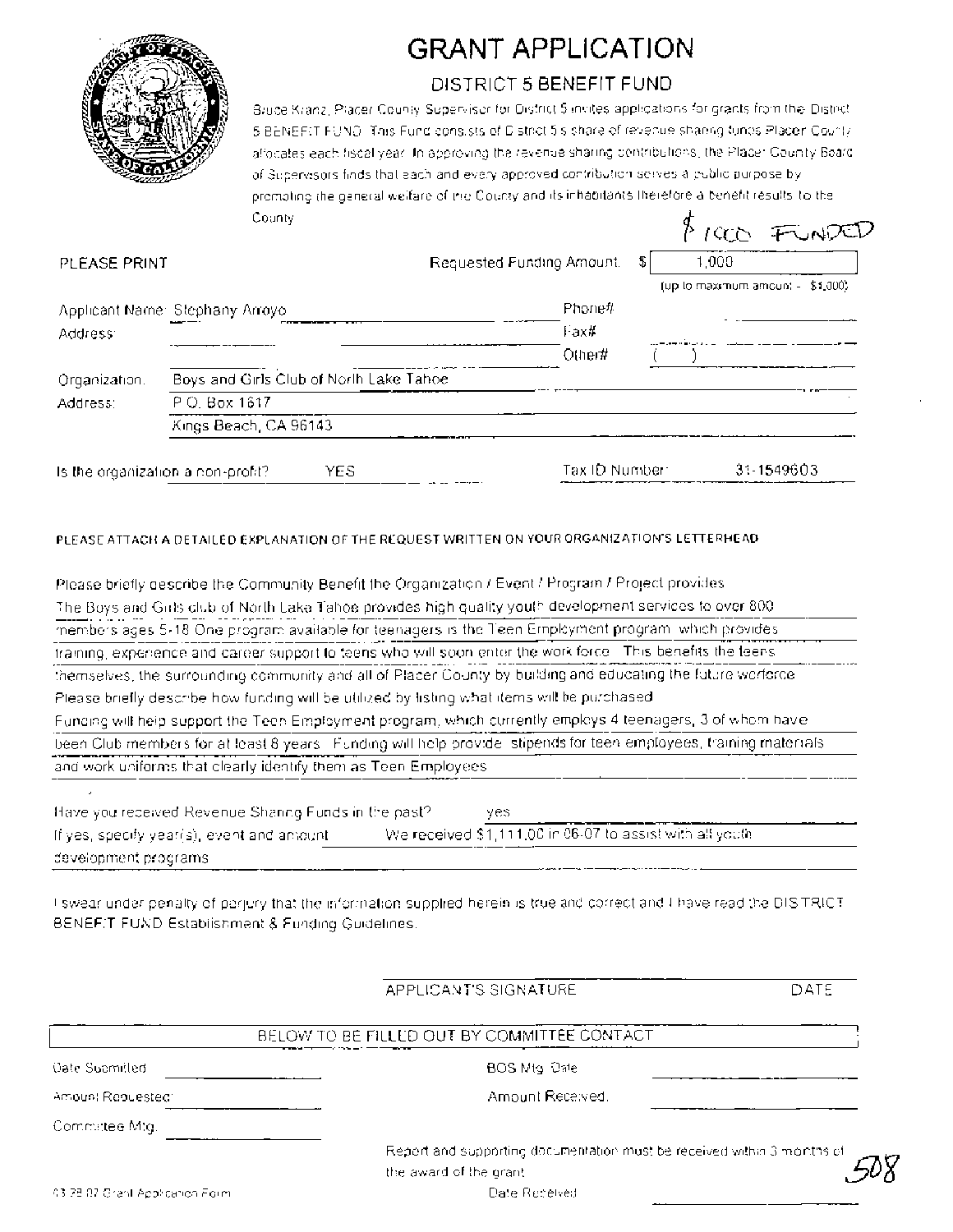# GRANT APPLICATION

## DISTRICT 5 BENEFIT FUND

Bruce Kranz, Placer County Supervisor for District 5 invites applications for grants from the District 5 BENEFIT FUND. This Fund consists of District 5's share of revenue sharing funds Placer County allocates each fiscal year. In approving the revenue sharing contributions, the Placer County Board of Supervisors finds that each and every approved contribution serves a public purpose by promoting the general welfare of the County and its inhabitants therefore a benefit results to the County.

$1000 FUNDED

PLEASE PRINT

Requested Funding Amount: $ 1,000

(up to maximum amount - $1,000)

Applicant Name: Stephany Arroyo

Phone#:

Address:

Fax#:

Other#: ( )

Organization: Boys and Girls Club of North Lake Tahoe

Address: P.O. Box 1617

Kings Beach, CA 96143

Is the organization a non-profit? YES

Tax ID Number: 31-1549603

**PLEASE ATTACH A DETAILED EXPLANATION OF THE REQUEST WRITTEN ON YOUR ORGANIZATION'S LETTERHEAD**

Please briefly describe the Community Benefit the Organization / Event / Program / Project provides

The Boys and Girls club of North Lake Tahoe provides high quality youth development services to over 800 members ages 5-18. One program available for teenagers is the Teen Employment program, which provides training, experience and career support to teens who will soon enter the work force. This benefits the teens themselves, the surrounding community and all of Placer County by building and educating the future workforce.

Please briefly describe how funding will be utilized by listing what items will be purchased

Funding will help support the Teen Employment program, which currently employs 4 teenagers, 3 of whom have been Club members for at least 8 years. Funding will help provide stipends for teen employees, training materials and work uniforms that clearly identify them as Teen Employees.

Have you received Revenue Sharing Funds in the past? yes

If yes, specify year(s), event and amount: We received $1,111.00 in 06-07 to assist with all youth development programs

I swear under penalty of perjury that the information supplied herein is true and correct and I have read the DISTRICT BENEFIT FUND Establishment & Funding Guidelines.

APPLICANT'S SIGNATURE DATE

BELOW TO BE FILLED OUT BY COMMITTEE CONTACT

Date Submitted:

BOS Mtg. Date:

Amount Requested:

Amount Received:

Committee Mtg.:

Report and supporting documentation must be received within 3 months of the award of the grant.

Date Received:

03.28.07 Grant Application Form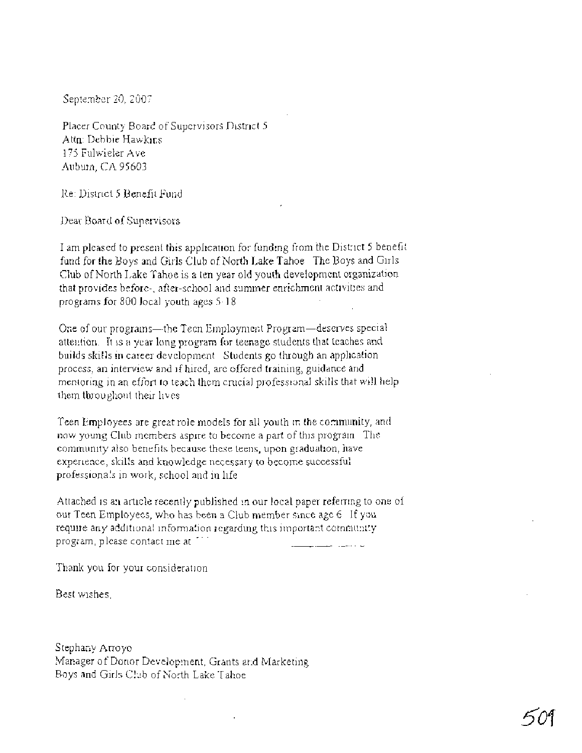September 20, 2007

Placer County Board of Supervisors District 5
Attn: Debbie Hawkins
175 Fulweiler Ave
Auburn, CA 95603

Re: District 5 Benefit Fund

Dear Board of Supervisors

I am pleased to present this application for funding from the District 5 benefit fund for the Boys and Girls Club of North Lake Tahoe The Boys and Girls Club of North Lake Tahoe is a ten year old youth development organization that provides before-, after-school and summer enrichment activities and programs for 800 local youth ages 5-18

One of our programs—the Teen Employment Program—deserves special attention. It is a year long program for teenage students that teaches and builds skills in career development Students go through an application process, an interview and if hired, are offered training, guidance and mentoring in an effort to teach them crucial professional skills that will help them throughout their lives

Teen Employees are great role models for all youth in the community, and now young Club members aspire to become a part of this program The community also benefits because these teens, upon graduation, have experience, skills and knowledge necessary to become successful professionals in work, school and in life

Attached is an article recently published in our local paper referring to one of our Teen Employees, who has been a Club member since age 6 If you require any additional information regarding this important community program, please contact me at

Thank you for your consideration

Best wishes,

Stephany Arroyo
Manager of Donor Development, Grants and Marketing
Boys and Girls Club of North Lake Tahoe